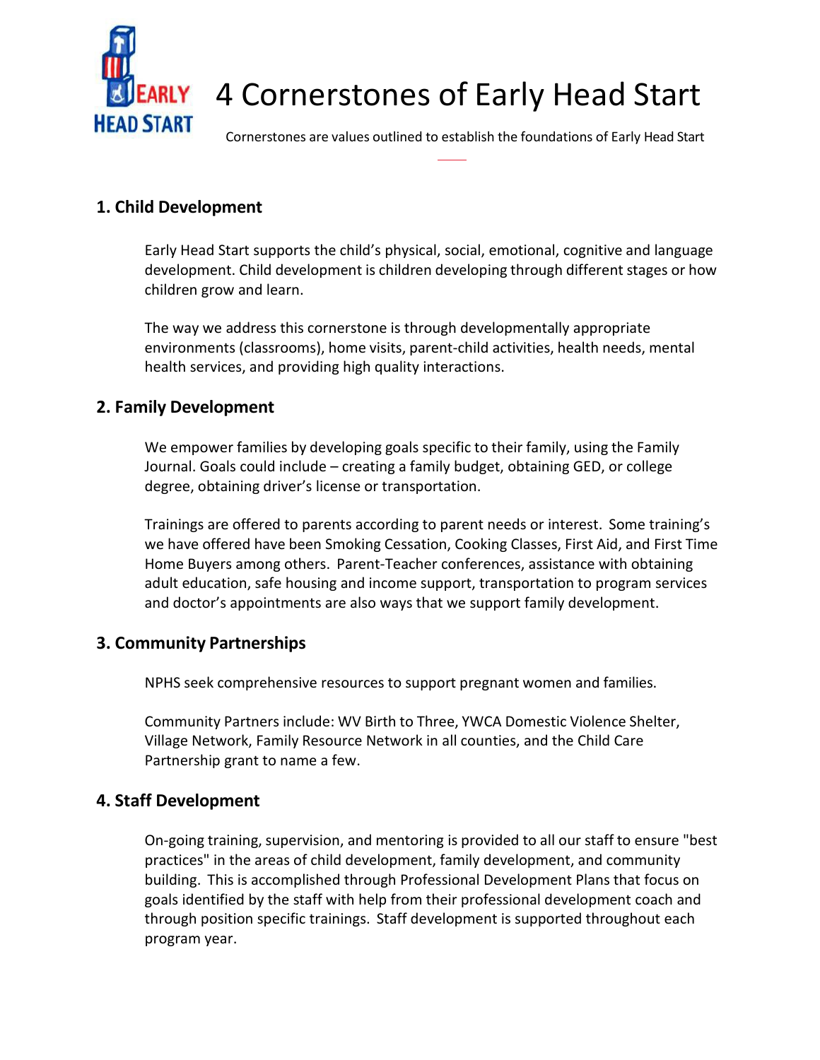# 4 Cornerstones of Early Head Start

Cornerstones are values outlined to establish the foundations of Early Head Start

## 1. Child Development

Early Head Start supports the child's physical, social, emotional, cognitive and language development. Child development is children developing through different stages or how children grow and learn.

The way we address this cornerstone is through developmentally appropriate environments (classrooms), home visits, parent-child activities, health needs, mental health services, and providing high quality interactions.

## 2. Family Development

We empower families by developing goals specific to their family, using the Family Journal. Goals could include – creating a family budget, obtaining GED, or college degree, obtaining driver's license or transportation.

Trainings are offered to parents according to parent needs or interest. Some training's we have offered have been Smoking Cessation, Cooking Classes, First Aid, and First Time Home Buyers among others. Parent-Teacher conferences, assistance with obtaining adult education, safe housing and income support, transportation to program services and doctor's appointments are also ways that we support family development.

## 3. Community Partnerships

NPHS seek comprehensive resources to support pregnant women and families.

Community Partners include: WV Birth to Three, YWCA Domestic Violence Shelter, Village Network, Family Resource Network in all counties, and the Child Care Partnership grant to name a few.

## 4. Staff Development

On-going training, supervision, and mentoring is provided to all our staff to ensure "best practices" in the areas of child development, family development, and community building. This is accomplished through Professional Development Plans that focus on goals identified by the staff with help from their professional development coach and through position specific trainings. Staff development is supported throughout each program year.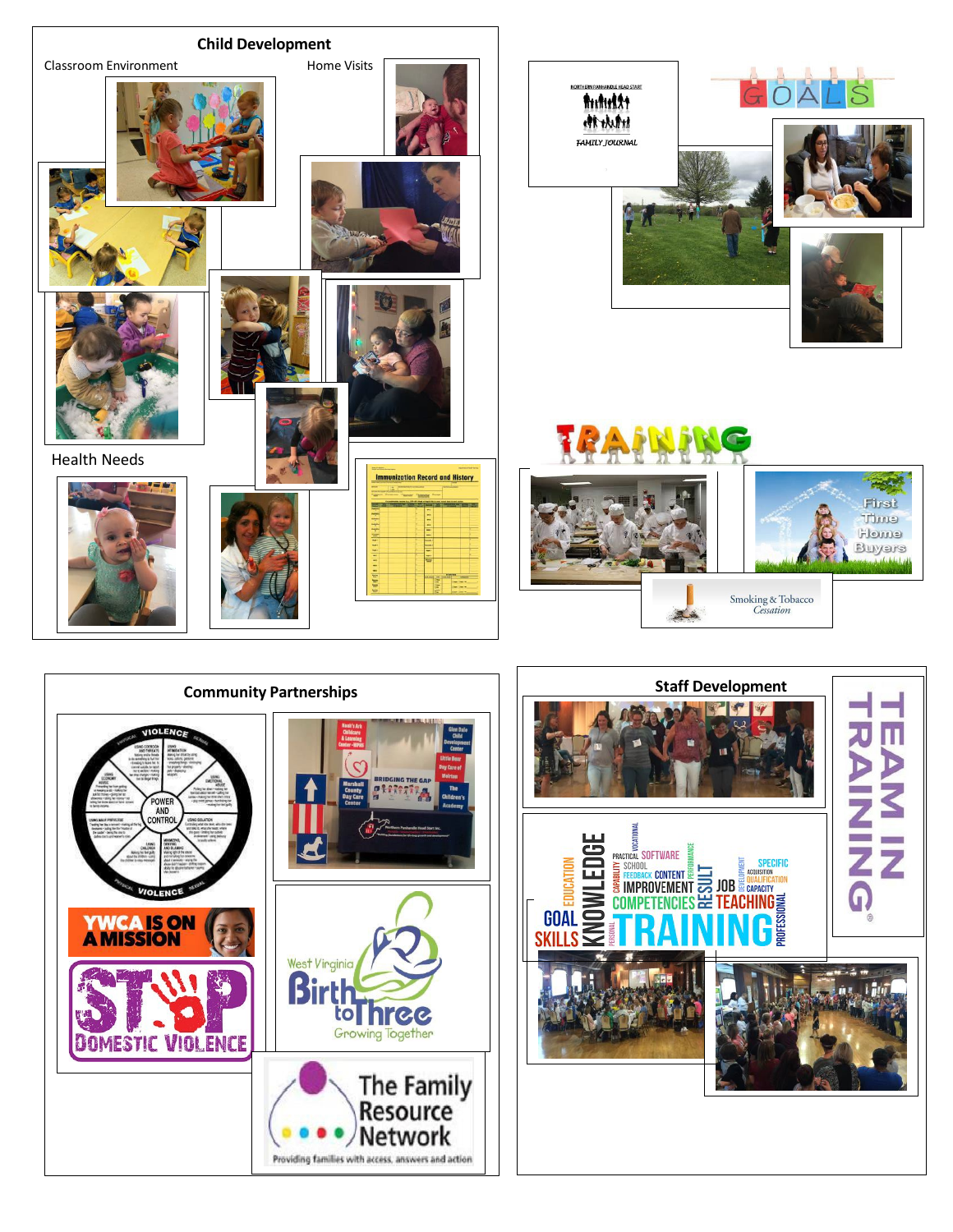## Child Development

Classroom Environment

Home Visits

Health Needs

GOALS

TRAINING

First Time Home Buyers

Smoking & Tobacco Cessation

## Community Partnerships

## Staff Development

TEAM IN TRAINING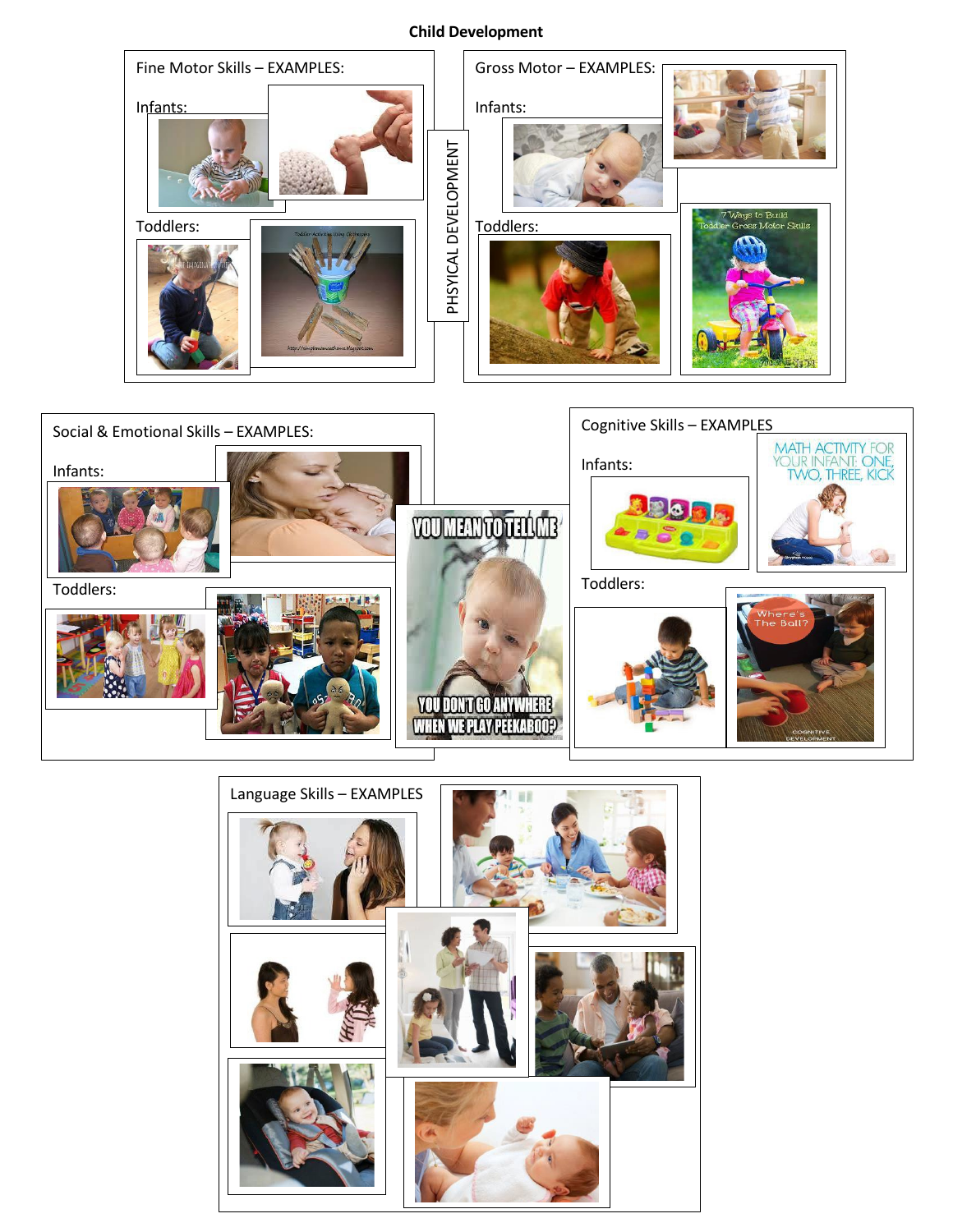# Child Development

## Fine Motor Skills – EXAMPLES:

Infants:

Toddlers:

PHSYICAL DEVELOPMENT

## Gross Motor – EXAMPLES:

Infants:

Toddlers:

## Social & Emotional Skills – EXAMPLES:

Infants:

Toddlers:

## Cognitive Skills – EXAMPLES

Infants:

Toddlers:

## Language Skills – EXAMPLES